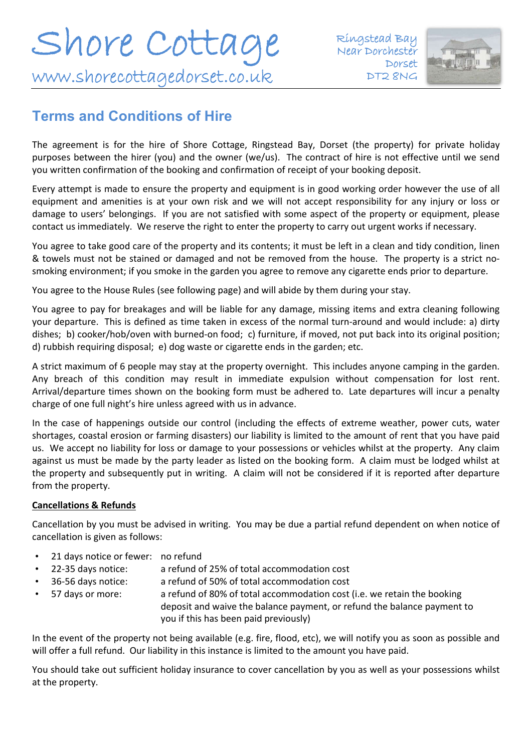# Shore Cottage

www.shorecottagedorset.co.uk

Ringstead Bay
Near Dorchester
Dorset
DT2 8NG

## Terms and Conditions of Hire

The agreement is for the hire of Shore Cottage, Ringstead Bay, Dorset (the property) for private holiday purposes between the hirer (you) and the owner (we/us). The contract of hire is not effective until we send you written confirmation of the booking and confirmation of receipt of your booking deposit.

Every attempt is made to ensure the property and equipment is in good working order however the use of all equipment and amenities is at your own risk and we will not accept responsibility for any injury or loss or damage to users' belongings. If you are not satisfied with some aspect of the property or equipment, please contact us immediately. We reserve the right to enter the property to carry out urgent works if necessary.

You agree to take good care of the property and its contents; it must be left in a clean and tidy condition, linen & towels must not be stained or damaged and not be removed from the house. The property is a strict no-smoking environment; if you smoke in the garden you agree to remove any cigarette ends prior to departure.

You agree to the House Rules (see following page) and will abide by them during your stay.

You agree to pay for breakages and will be liable for any damage, missing items and extra cleaning following your departure. This is defined as time taken in excess of the normal turn-around and would include: a) dirty dishes; b) cooker/hob/oven with burned-on food; c) furniture, if moved, not put back into its original position; d) rubbish requiring disposal; e) dog waste or cigarette ends in the garden; etc.

A strict maximum of 6 people may stay at the property overnight. This includes anyone camping in the garden. Any breach of this condition may result in immediate expulsion without compensation for lost rent. Arrival/departure times shown on the booking form must be adhered to. Late departures will incur a penalty charge of one full night's hire unless agreed with us in advance.

In the case of happenings outside our control (including the effects of extreme weather, power cuts, water shortages, coastal erosion or farming disasters) our liability is limited to the amount of rent that you have paid us. We accept no liability for loss or damage to your possessions or vehicles whilst at the property. Any claim against us must be made by the party leader as listed on the booking form. A claim must be lodged whilst at the property and subsequently put in writing. A claim will not be considered if it is reported after departure from the property.

**Cancellations & Refunds**

Cancellation by you must be advised in writing. You may be due a partial refund dependent on when notice of cancellation is given as follows:

- 21 days notice or fewer: no refund
- 22-35 days notice: a refund of 25% of total accommodation cost
- 36-56 days notice: a refund of 50% of total accommodation cost
- 57 days or more: a refund of 80% of total accommodation cost (i.e. we retain the booking deposit and waive the balance payment, or refund the balance payment to you if this has been paid previously)

In the event of the property not being available (e.g. fire, flood, etc), we will notify you as soon as possible and will offer a full refund. Our liability in this instance is limited to the amount you have paid.

You should take out sufficient holiday insurance to cover cancellation by you as well as your possessions whilst at the property.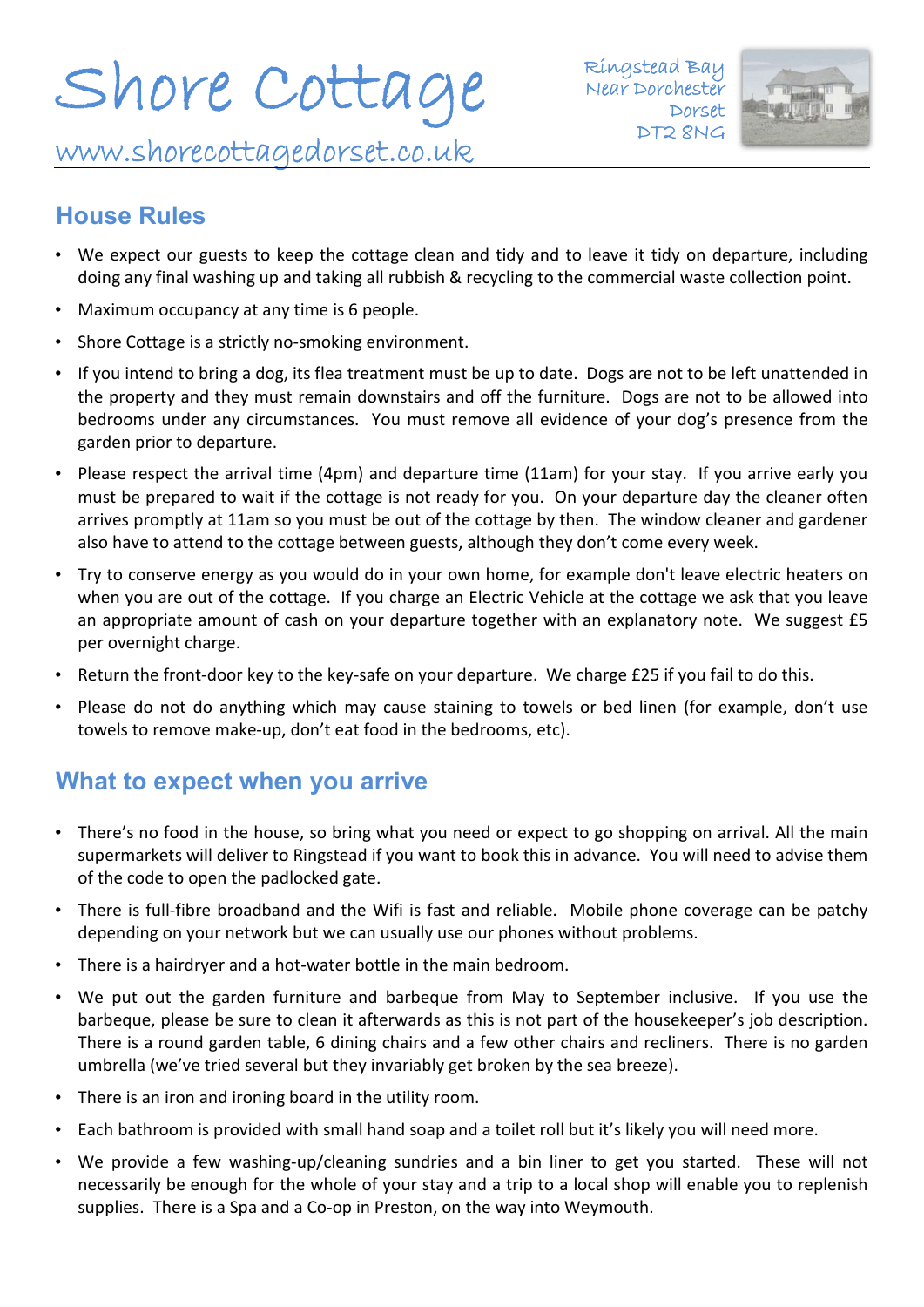# Shore Cottage

www.shorecottagedorset.co.uk

Ringstead Bay
Near Dorchester
Dorset
DT2 8NG

## House Rules

- We expect our guests to keep the cottage clean and tidy and to leave it tidy on departure, including doing any final washing up and taking all rubbish & recycling to the commercial waste collection point.
- Maximum occupancy at any time is 6 people.
- Shore Cottage is a strictly no-smoking environment.
- If you intend to bring a dog, its flea treatment must be up to date. Dogs are not to be left unattended in the property and they must remain downstairs and off the furniture. Dogs are not to be allowed into bedrooms under any circumstances. You must remove all evidence of your dog's presence from the garden prior to departure.
- Please respect the arrival time (4pm) and departure time (11am) for your stay. If you arrive early you must be prepared to wait if the cottage is not ready for you. On your departure day the cleaner often arrives promptly at 11am so you must be out of the cottage by then. The window cleaner and gardener also have to attend to the cottage between guests, although they don't come every week.
- Try to conserve energy as you would do in your own home, for example don't leave electric heaters on when you are out of the cottage. If you charge an Electric Vehicle at the cottage we ask that you leave an appropriate amount of cash on your departure together with an explanatory note. We suggest £5 per overnight charge.
- Return the front-door key to the key-safe on your departure. We charge £25 if you fail to do this.
- Please do not do anything which may cause staining to towels or bed linen (for example, don't use towels to remove make-up, don't eat food in the bedrooms, etc).

## What to expect when you arrive

- There's no food in the house, so bring what you need or expect to go shopping on arrival. All the main supermarkets will deliver to Ringstead if you want to book this in advance. You will need to advise them of the code to open the padlocked gate.
- There is full-fibre broadband and the Wifi is fast and reliable. Mobile phone coverage can be patchy depending on your network but we can usually use our phones without problems.
- There is a hairdryer and a hot-water bottle in the main bedroom.
- We put out the garden furniture and barbeque from May to September inclusive. If you use the barbeque, please be sure to clean it afterwards as this is not part of the housekeeper's job description. There is a round garden table, 6 dining chairs and a few other chairs and recliners. There is no garden umbrella (we've tried several but they invariably get broken by the sea breeze).
- There is an iron and ironing board in the utility room.
- Each bathroom is provided with small hand soap and a toilet roll but it's likely you will need more.
- We provide a few washing-up/cleaning sundries and a bin liner to get you started. These will not necessarily be enough for the whole of your stay and a trip to a local shop will enable you to replenish supplies. There is a Spa and a Co-op in Preston, on the way into Weymouth.